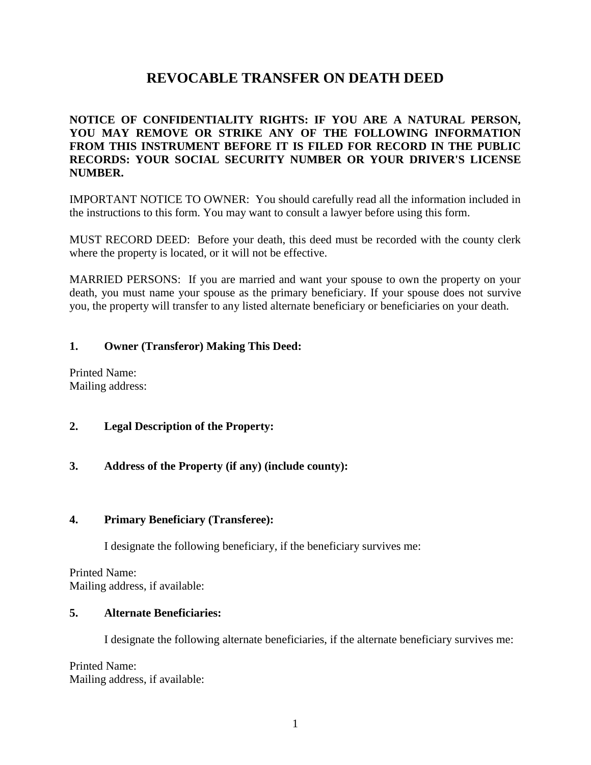# REVOCABLE TRANSFER ON DEATH DEED

**NOTICE OF CONFIDENTIALITY RIGHTS: IF YOU ARE A NATURAL PERSON, YOU MAY REMOVE OR STRIKE ANY OF THE FOLLOWING INFORMATION FROM THIS INSTRUMENT BEFORE IT IS FILED FOR RECORD IN THE PUBLIC RECORDS: YOUR SOCIAL SECURITY NUMBER OR YOUR DRIVER'S LICENSE NUMBER.**

IMPORTANT NOTICE TO OWNER: You should carefully read all the information included in the instructions to this form. You may want to consult a lawyer before using this form.

MUST RECORD DEED: Before your death, this deed must be recorded with the county clerk where the property is located, or it will not be effective.

MARRIED PERSONS: If you are married and want your spouse to own the property on your death, you must name your spouse as the primary beneficiary. If your spouse does not survive you, the property will transfer to any listed alternate beneficiary or beneficiaries on your death.

**1. Owner (Transferor) Making This Deed:**

Printed Name:
Mailing address:

**2. Legal Description of the Property:**

**3. Address of the Property (if any) (include county):**

**4. Primary Beneficiary (Transferee):**

I designate the following beneficiary, if the beneficiary survives me:

Printed Name:
Mailing address, if available:

**5. Alternate Beneficiaries:**

I designate the following alternate beneficiaries, if the alternate beneficiary survives me:

Printed Name:
Mailing address, if available: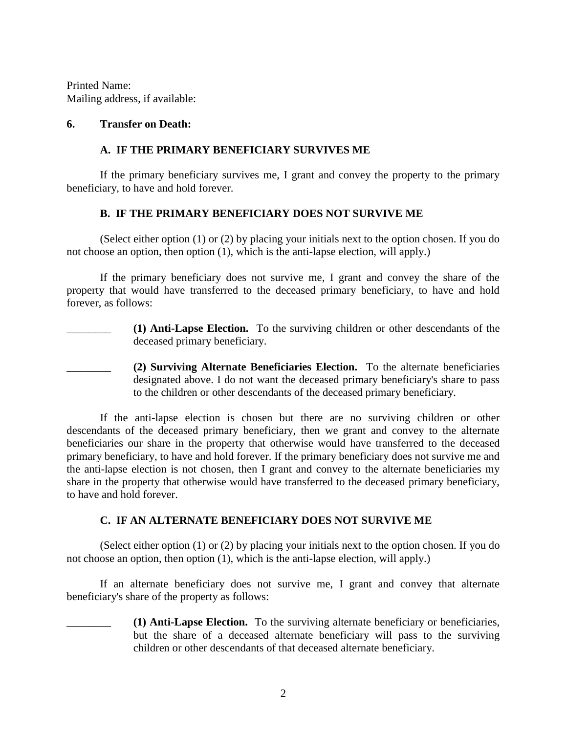Printed Name:
Mailing address, if available:

**6. Transfer on Death:**

**A. IF THE PRIMARY BENEFICIARY SURVIVES ME**

If the primary beneficiary survives me, I grant and convey the property to the primary beneficiary, to have and hold forever.

**B. IF THE PRIMARY BENEFICIARY DOES NOT SURVIVE ME**

(Select either option (1) or (2) by placing your initials next to the option chosen. If you do not choose an option, then option (1), which is the anti-lapse election, will apply.)

If the primary beneficiary does not survive me, I grant and convey the share of the property that would have transferred to the deceased primary beneficiary, to have and hold forever, as follows:

________ **(1) Anti-Lapse Election.** To the surviving children or other descendants of the deceased primary beneficiary.

________ **(2) Surviving Alternate Beneficiaries Election.** To the alternate beneficiaries designated above. I do not want the deceased primary beneficiary's share to pass to the children or other descendants of the deceased primary beneficiary.

If the anti-lapse election is chosen but there are no surviving children or other descendants of the deceased primary beneficiary, then we grant and convey to the alternate beneficiaries our share in the property that otherwise would have transferred to the deceased primary beneficiary, to have and hold forever. If the primary beneficiary does not survive me and the anti-lapse election is not chosen, then I grant and convey to the alternate beneficiaries my share in the property that otherwise would have transferred to the deceased primary beneficiary, to have and hold forever.

**C. IF AN ALTERNATE BENEFICIARY DOES NOT SURVIVE ME**

(Select either option (1) or (2) by placing your initials next to the option chosen. If you do not choose an option, then option (1), which is the anti-lapse election, will apply.)

If an alternate beneficiary does not survive me, I grant and convey that alternate beneficiary's share of the property as follows:

________ **(1) Anti-Lapse Election.** To the surviving alternate beneficiary or beneficiaries, but the share of a deceased alternate beneficiary will pass to the surviving children or other descendants of that deceased alternate beneficiary.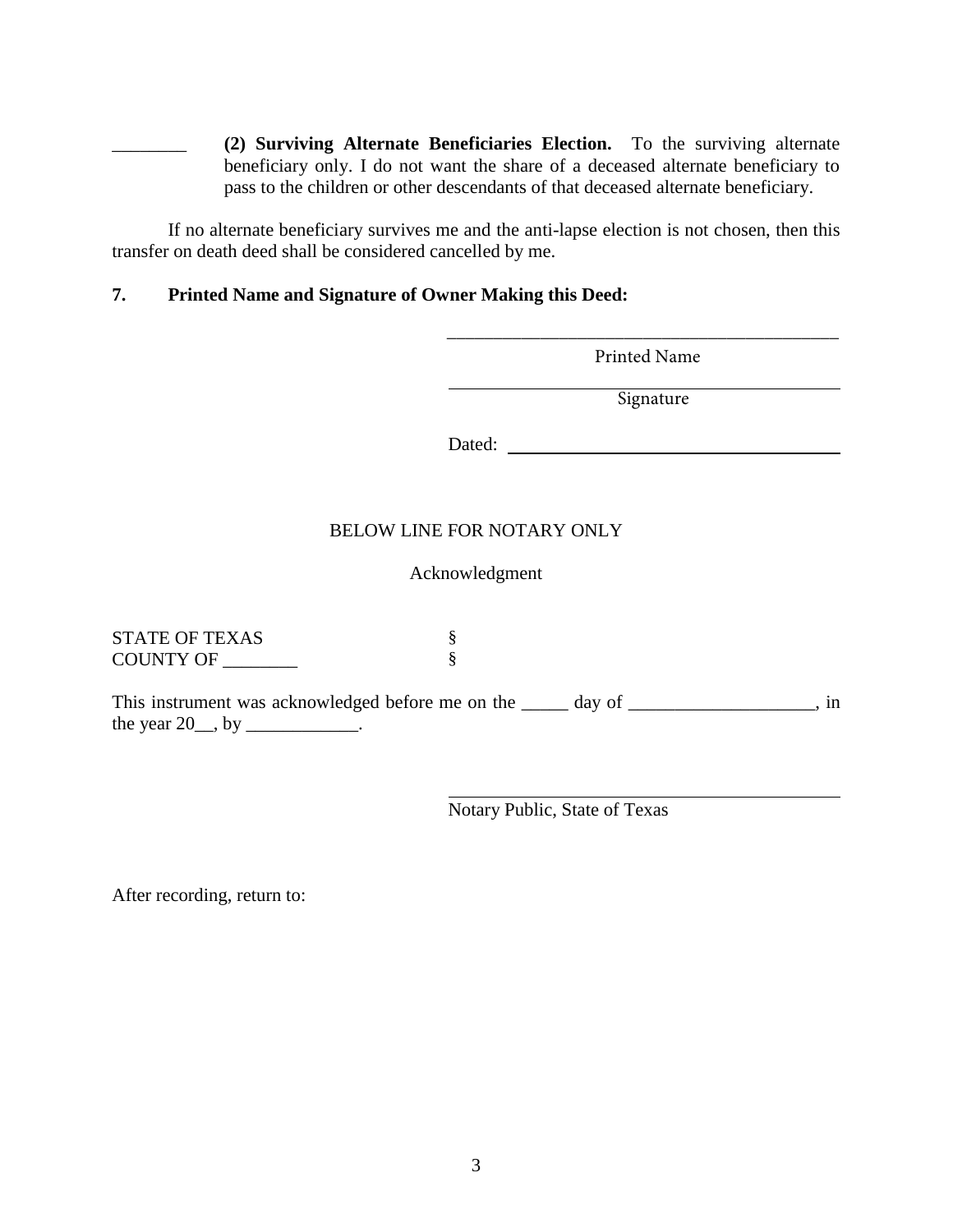________ **(2) Surviving Alternate Beneficiaries Election.** To the surviving alternate beneficiary only. I do not want the share of a deceased alternate beneficiary to pass to the children or other descendants of that deceased alternate beneficiary.

If no alternate beneficiary survives me and the anti-lapse election is not chosen, then this transfer on death deed shall be considered cancelled by me.

**7. Printed Name and Signature of Owner Making this Deed:**

______________________________
Printed Name

______________________________
Signature

Dated: ______________________________

BELOW LINE FOR NOTARY ONLY

Acknowledgment

STATE OF TEXAS §
COUNTY OF ________ §

This instrument was acknowledged before me on the _____ day of ____________________, in the year 20__, by ____________.

______________________________
Notary Public, State of Texas

After recording, return to: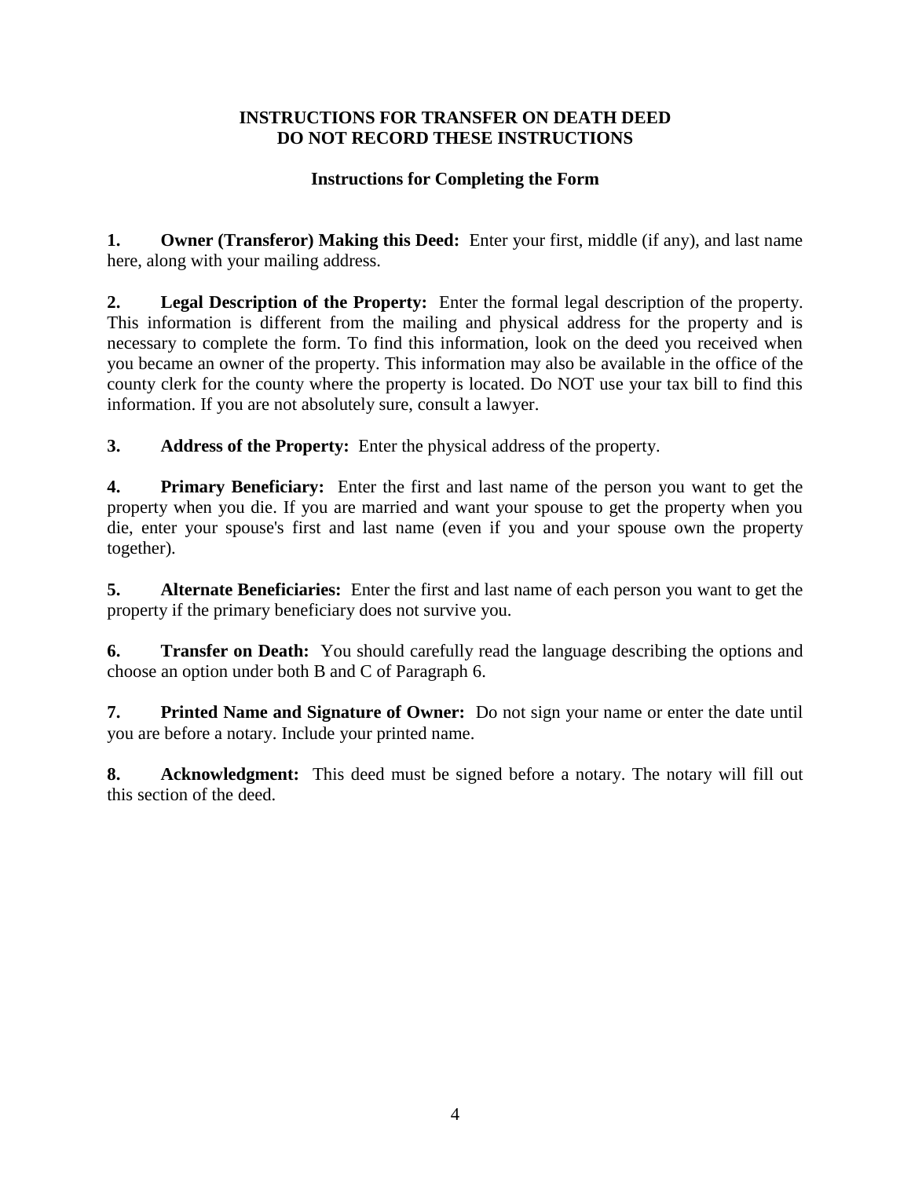# INSTRUCTIONS FOR TRANSFER ON DEATH DEED
# DO NOT RECORD THESE INSTRUCTIONS

## Instructions for Completing the Form

**1. Owner (Transferor) Making this Deed:** Enter your first, middle (if any), and last name here, along with your mailing address.

**2. Legal Description of the Property:** Enter the formal legal description of the property. This information is different from the mailing and physical address for the property and is necessary to complete the form. To find this information, look on the deed you received when you became an owner of the property. This information may also be available in the office of the county clerk for the county where the property is located. Do NOT use your tax bill to find this information. If you are not absolutely sure, consult a lawyer.

**3. Address of the Property:** Enter the physical address of the property.

**4. Primary Beneficiary:** Enter the first and last name of the person you want to get the property when you die. If you are married and want your spouse to get the property when you die, enter your spouse's first and last name (even if you and your spouse own the property together).

**5. Alternate Beneficiaries:** Enter the first and last name of each person you want to get the property if the primary beneficiary does not survive you.

**6. Transfer on Death:** You should carefully read the language describing the options and choose an option under both B and C of Paragraph 6.

**7. Printed Name and Signature of Owner:** Do not sign your name or enter the date until you are before a notary. Include your printed name.

**8. Acknowledgment:** This deed must be signed before a notary. The notary will fill out this section of the deed.